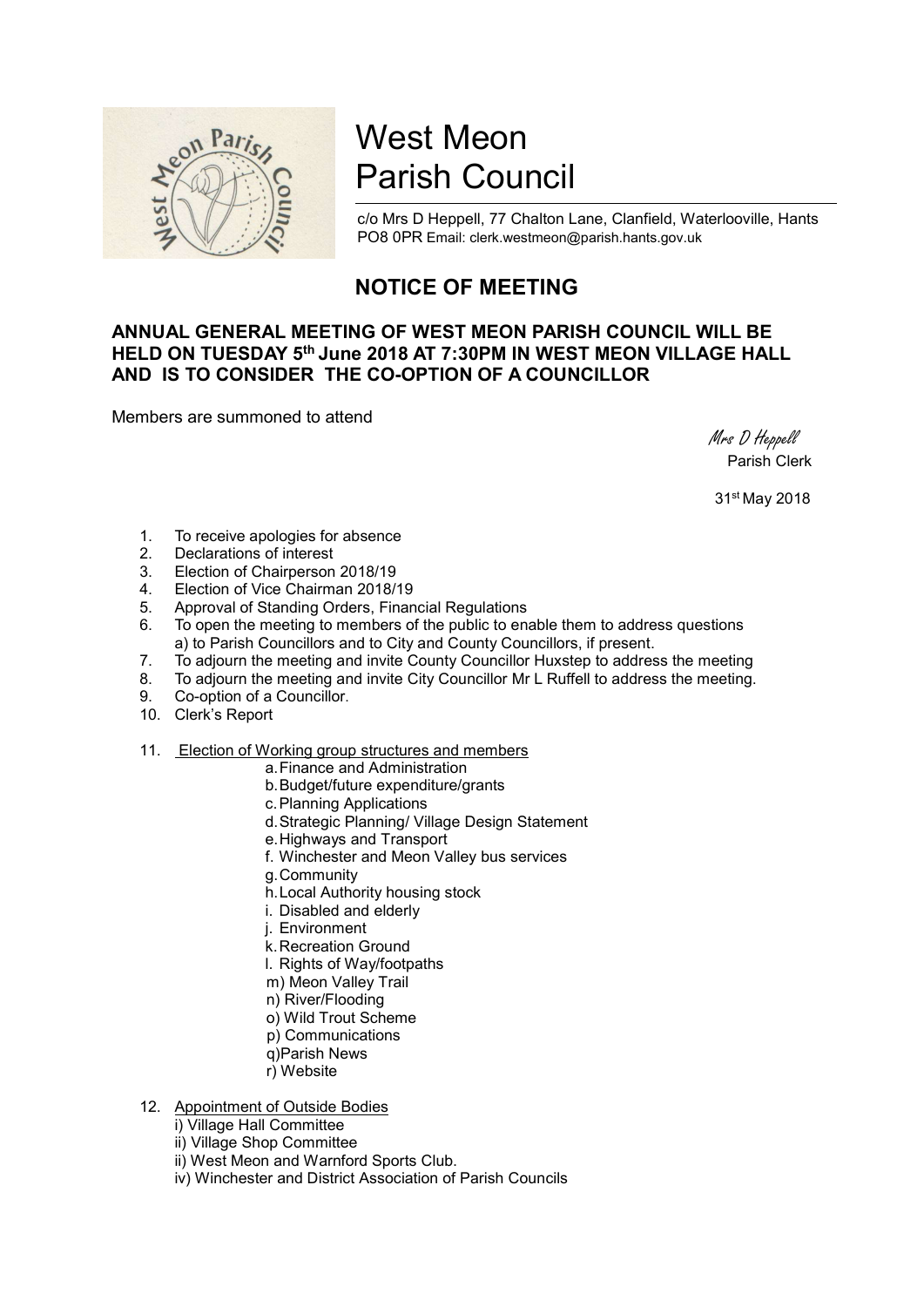# West Meon Parish Council

c/o Mrs D Heppell, 77 Chalton Lane, Clanfield, Waterlooville, Hants PO8 0PR Email: clerk.westmeon@parish.hants.gov.uk

## NOTICE OF MEETING

**ANNUAL GENERAL MEETING OF WEST MEON PARISH COUNCIL WILL BE HELD ON TUESDAY 5th June 2018 AT 7:30PM IN WEST MEON VILLAGE HALL AND IS TO CONSIDER THE CO-OPTION OF A COUNCILLOR**

Members are summoned to attend

*Mrs D Heppell*
Parish Clerk

31st May 2018

1. To receive apologies for absence
2. Declarations of interest
3. Election of Chairperson 2018/19
4. Election of Vice Chairman 2018/19
5. Approval of Standing Orders, Financial Regulations
6. To open the meeting to members of the public to enable them to address questions
   a) to Parish Councillors and to City and County Councillors, if present.
7. To adjourn the meeting and invite County Councillor Huxstep to address the meeting
8. To adjourn the meeting and invite City Councillor Mr L Ruffell to address the meeting.
9. Co-option of a Councillor.
10. Clerk's Report
11. Election of Working group structures and members
    a. Finance and Administration
    b. Budget/future expenditure/grants
    c. Planning Applications
    d. Strategic Planning/ Village Design Statement
    e. Highways and Transport
    f. Winchester and Meon Valley bus services
    g. Community
    h. Local Authority housing stock
    i. Disabled and elderly
    j. Environment
    k. Recreation Ground
    l. Rights of Way/footpaths
    m) Meon Valley Trail
    n) River/Flooding
    o) Wild Trout Scheme
    p) Communications
    q)Parish News
    r) Website
12. Appointment of Outside Bodies
    i) Village Hall Committee
    ii) Village Shop Committee
    ii) West Meon and Warnford Sports Club.
    iv) Winchester and District Association of Parish Councils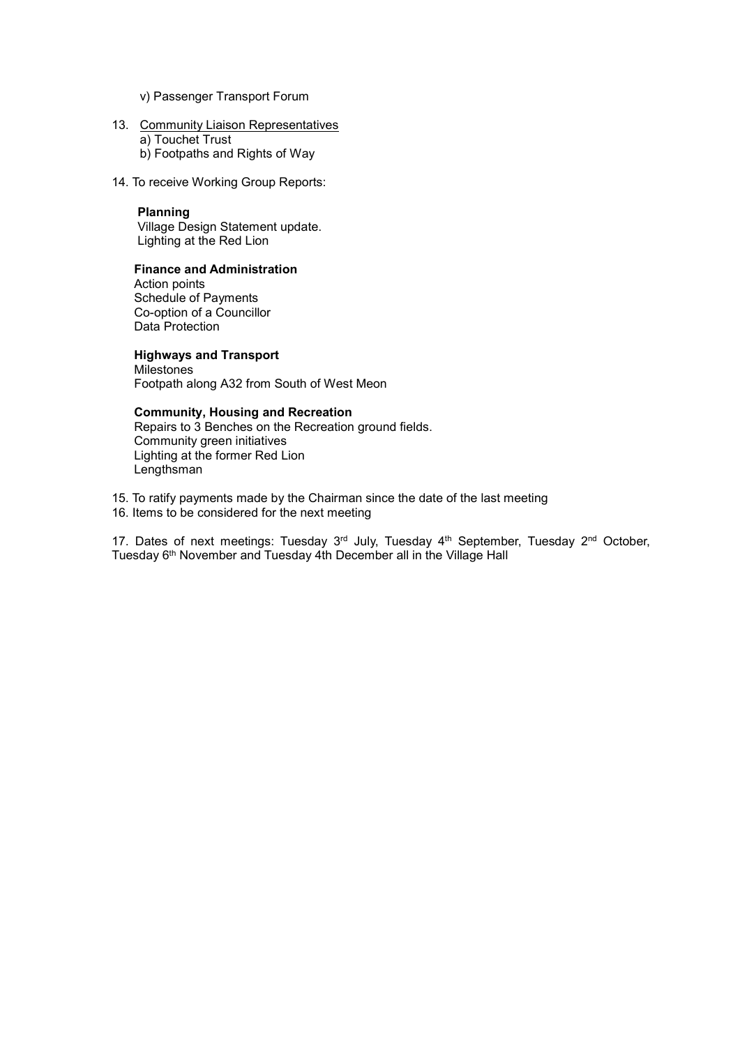v) Passenger Transport Forum

13. Community Liaison Representatives
    a) Touchet Trust
    b) Footpaths and Rights of Way

14. To receive Working Group Reports:

**Planning**
Village Design Statement update.
Lighting at the Red Lion

**Finance and Administration**
Action points
Schedule of Payments
Co-option of a Councillor
Data Protection

**Highways and Transport**
Milestones
Footpath along A32 from South of West Meon

**Community, Housing and Recreation**
Repairs to 3 Benches on the Recreation ground fields.
Community green initiatives
Lighting at the former Red Lion
Lengthsman

15. To ratify payments made by the Chairman since the date of the last meeting
16. Items to be considered for the next meeting

17. Dates of next meetings: Tuesday 3rd July, Tuesday 4th September, Tuesday 2nd October, Tuesday 6th November and Tuesday 4th December all in the Village Hall